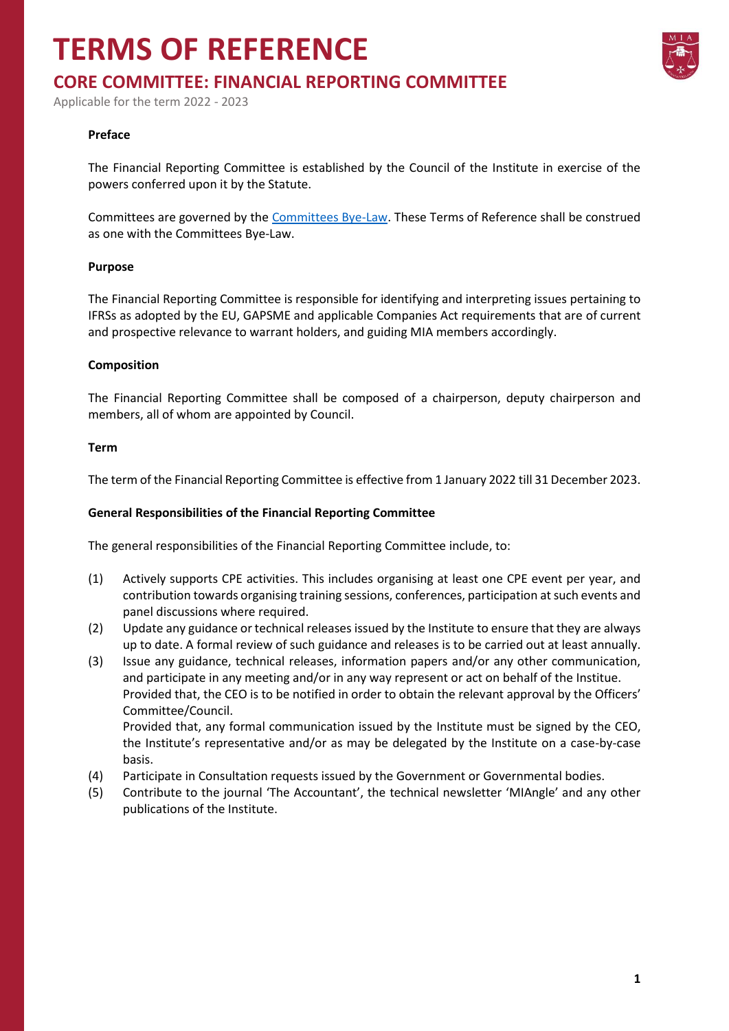# TERMS OF REFERENCE

## CORE COMMITTEE: FINANCIAL REPORTING COMMITTEE

Applicable for the term 2022 - 2023

**Preface**

The Financial Reporting Committee is established by the Council of the Institute in exercise of the powers conferred upon it by the Statute.

Committees are governed by the Committees Bye-Law. These Terms of Reference shall be construed as one with the Committees Bye-Law.

**Purpose**

The Financial Reporting Committee is responsible for identifying and interpreting issues pertaining to IFRSs as adopted by the EU, GAPSME and applicable Companies Act requirements that are of current and prospective relevance to warrant holders, and guiding MIA members accordingly.

**Composition**

The Financial Reporting Committee shall be composed of a chairperson, deputy chairperson and members, all of whom are appointed by Council.

**Term**

The term of the Financial Reporting Committee is effective from 1 January 2022 till 31 December 2023.

**General Responsibilities of the Financial Reporting Committee**

The general responsibilities of the Financial Reporting Committee include, to:

(1) Actively supports CPE activities. This includes organising at least one CPE event per year, and contribution towards organising training sessions, conferences, participation at such events and panel discussions where required.

(2) Update any guidance or technical releases issued by the Institute to ensure that they are always up to date. A formal review of such guidance and releases is to be carried out at least annually.

(3) Issue any guidance, technical releases, information papers and/or any other communication, and participate in any meeting and/or in any way represent or act on behalf of the Institue.
Provided that, the CEO is to be notified in order to obtain the relevant approval by the Officers' Committee/Council.
Provided that, any formal communication issued by the Institute must be signed by the CEO, the Institute's representative and/or as may be delegated by the Institute on a case-by-case basis.

(4) Participate in Consultation requests issued by the Government or Governmental bodies.

(5) Contribute to the journal 'The Accountant', the technical newsletter 'MIAngle' and any other publications of the Institute.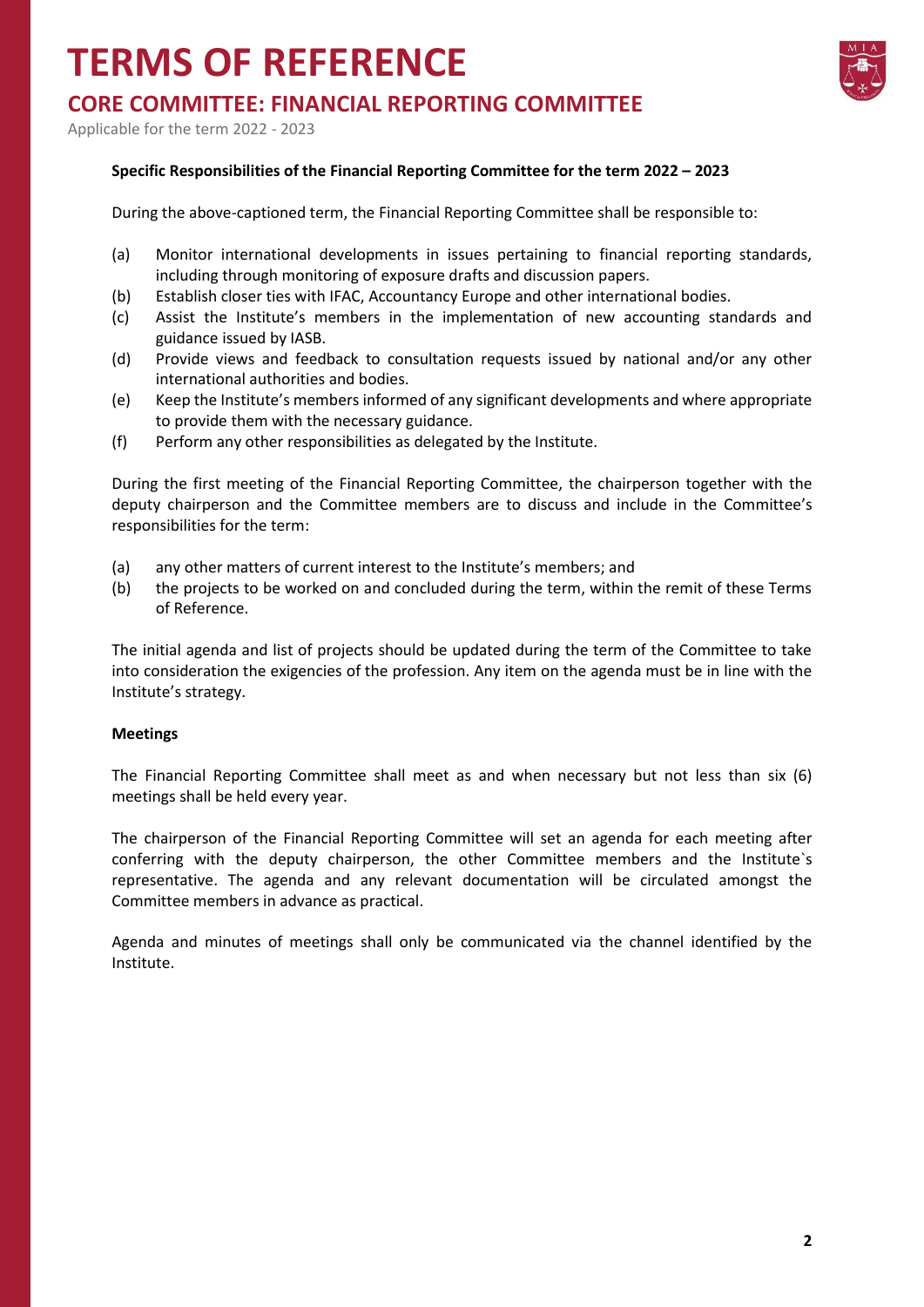# TERMS OF REFERENCE

## CORE COMMITTEE: FINANCIAL REPORTING COMMITTEE

Applicable for the term 2022 - 2023

**Specific Responsibilities of the Financial Reporting Committee for the term 2022 – 2023**

During the above-captioned term, the Financial Reporting Committee shall be responsible to:

(a) Monitor international developments in issues pertaining to financial reporting standards, including through monitoring of exposure drafts and discussion papers.
(b) Establish closer ties with IFAC, Accountancy Europe and other international bodies.
(c) Assist the Institute's members in the implementation of new accounting standards and guidance issued by IASB.
(d) Provide views and feedback to consultation requests issued by national and/or any other international authorities and bodies.
(e) Keep the Institute's members informed of any significant developments and where appropriate to provide them with the necessary guidance.
(f) Perform any other responsibilities as delegated by the Institute.

During the first meeting of the Financial Reporting Committee, the chairperson together with the deputy chairperson and the Committee members are to discuss and include in the Committee's responsibilities for the term:

(a) any other matters of current interest to the Institute's members; and
(b) the projects to be worked on and concluded during the term, within the remit of these Terms of Reference.

The initial agenda and list of projects should be updated during the term of the Committee to take into consideration the exigencies of the profession. Any item on the agenda must be in line with the Institute's strategy.

**Meetings**

The Financial Reporting Committee shall meet as and when necessary but not less than six (6) meetings shall be held every year.

The chairperson of the Financial Reporting Committee will set an agenda for each meeting after conferring with the deputy chairperson, the other Committee members and the Institute`s representative. The agenda and any relevant documentation will be circulated amongst the Committee members in advance as practical.

Agenda and minutes of meetings shall only be communicated via the channel identified by the Institute.